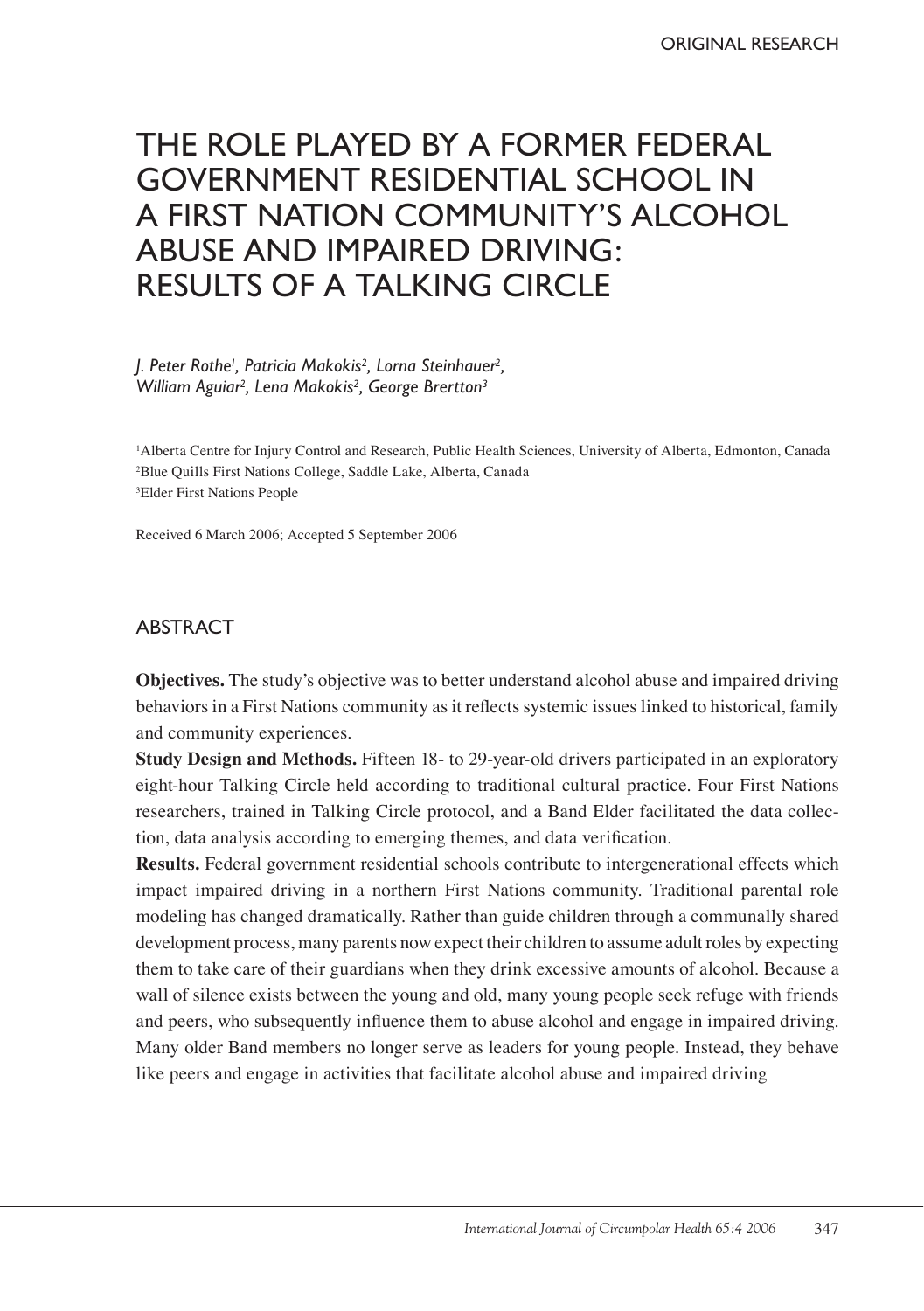ORIGINAL RESEARCH

# THE ROLE PLAYED BY A FORMER FEDERAL GOVERNMENT RESIDENTIAL SCHOOL IN A FIRST NATION COMMUNITY'S ALCOHOL ABUSE AND IMPAIRED DRIVING: RESULTS OF A TALKING CIRCLE

*J. Peter Rothe[1], Patricia Makokis[2], Lorna Steinhauer[2], William Aguiar[2], Lena Makokis[2], George Brertton[3]*

[1]Alberta Centre for Injury Control and Research, Public Health Sciences, University of Alberta, Edmonton, Canada
[2]Blue Quills First Nations College, Saddle Lake, Alberta, Canada
[3]Elder First Nations People

Received 6 March 2006; Accepted 5 September 2006

## ABSTRACT

**Objectives.** The study's objective was to better understand alcohol abuse and impaired driving behaviors in a First Nations community as it reflects systemic issues linked to historical, family and community experiences.

**Study Design and Methods.** Fifteen 18- to 29-year-old drivers participated in an exploratory eight-hour Talking Circle held according to traditional cultural practice. Four First Nations researchers, trained in Talking Circle protocol, and a Band Elder facilitated the data collection, data analysis according to emerging themes, and data verification.

**Results.** Federal government residential schools contribute to intergenerational effects which impact impaired driving in a northern First Nations community. Traditional parental role modeling has changed dramatically. Rather than guide children through a communally shared development process, many parents now expect their children to assume adult roles by expecting them to take care of their guardians when they drink excessive amounts of alcohol. Because a wall of silence exists between the young and old, many young people seek refuge with friends and peers, who subsequently influence them to abuse alcohol and engage in impaired driving. Many older Band members no longer serve as leaders for young people. Instead, they behave like peers and engage in activities that facilitate alcohol abuse and impaired driving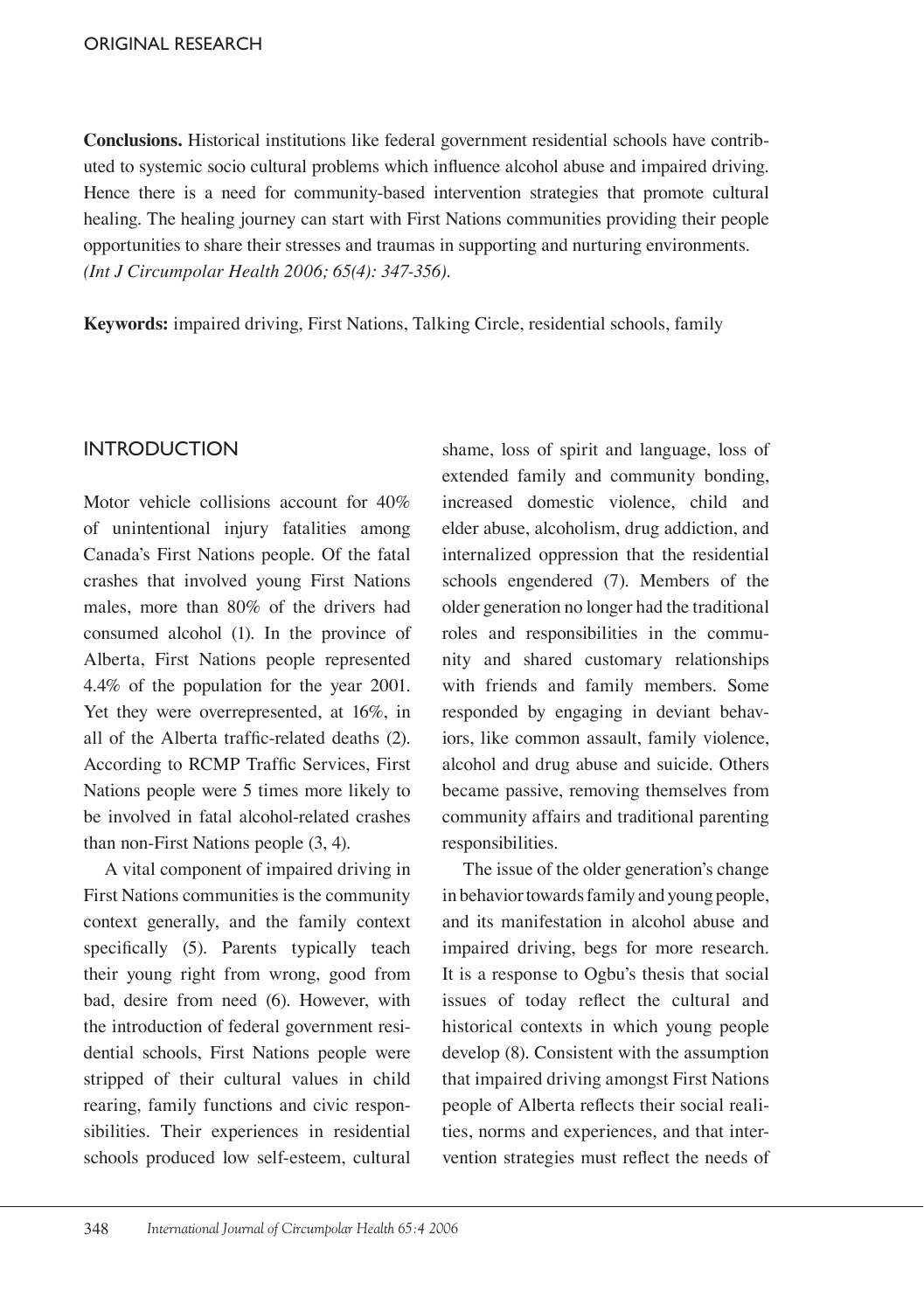**Conclusions.** Historical institutions like federal government residential schools have contributed to systemic socio cultural problems which influence alcohol abuse and impaired driving. Hence there is a need for community-based intervention strategies that promote cultural healing. The healing journey can start with First Nations communities providing their people opportunities to share their stresses and traumas in supporting and nurturing environments. *(Int J Circumpolar Health 2006; 65(4): 347-356).*

**Keywords:** impaired driving, First Nations, Talking Circle, residential schools, family

## INTRODUCTION

Motor vehicle collisions account for 40% of unintentional injury fatalities among Canada's First Nations people. Of the fatal crashes that involved young First Nations males, more than 80% of the drivers had consumed alcohol (1). In the province of Alberta, First Nations people represented 4.4% of the population for the year 2001. Yet they were overrepresented, at 16%, in all of the Alberta traffic-related deaths (2). According to RCMP Traffic Services, First Nations people were 5 times more likely to be involved in fatal alcohol-related crashes than non-First Nations people (3, 4).

A vital component of impaired driving in First Nations communities is the community context generally, and the family context specifically (5). Parents typically teach their young right from wrong, good from bad, desire from need (6). However, with the introduction of federal government residential schools, First Nations people were stripped of their cultural values in child rearing, family functions and civic responsibilities. Their experiences in residential schools produced low self-esteem, cultural shame, loss of spirit and language, loss of extended family and community bonding, increased domestic violence, child and elder abuse, alcoholism, drug addiction, and internalized oppression that the residential schools engendered (7). Members of the older generation no longer had the traditional roles and responsibilities in the community and shared customary relationships with friends and family members. Some responded by engaging in deviant behaviors, like common assault, family violence, alcohol and drug abuse and suicide. Others became passive, removing themselves from community affairs and traditional parenting responsibilities.

The issue of the older generation's change in behavior towards family and young people, and its manifestation in alcohol abuse and impaired driving, begs for more research. It is a response to Ogbu's thesis that social issues of today reflect the cultural and historical contexts in which young people develop (8). Consistent with the assumption that impaired driving amongst First Nations people of Alberta reflects their social realities, norms and experiences, and that intervention strategies must reflect the needs of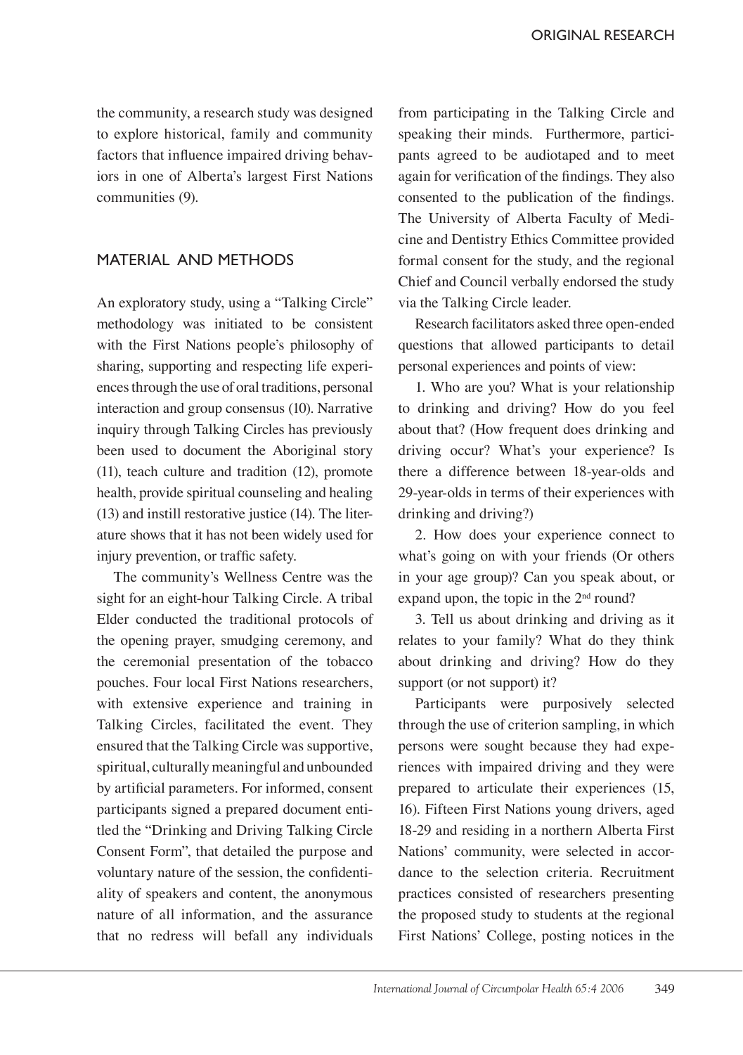the community, a research study was designed to explore historical, family and community factors that influence impaired driving behaviors in one of Alberta's largest First Nations communities (9).

## MATERIAL AND METHODS

An exploratory study, using a "Talking Circle" methodology was initiated to be consistent with the First Nations people's philosophy of sharing, supporting and respecting life experiences through the use of oral traditions, personal interaction and group consensus (10). Narrative inquiry through Talking Circles has previously been used to document the Aboriginal story (11), teach culture and tradition (12), promote health, provide spiritual counseling and healing (13) and instill restorative justice (14). The literature shows that it has not been widely used for injury prevention, or traffic safety.

The community's Wellness Centre was the sight for an eight-hour Talking Circle. A tribal Elder conducted the traditional protocols of the opening prayer, smudging ceremony, and the ceremonial presentation of the tobacco pouches. Four local First Nations researchers, with extensive experience and training in Talking Circles, facilitated the event. They ensured that the Talking Circle was supportive, spiritual, culturally meaningful and unbounded by artificial parameters. For informed, consent participants signed a prepared document entitled the "Drinking and Driving Talking Circle Consent Form", that detailed the purpose and voluntary nature of the session, the confidentiality of speakers and content, the anonymous nature of all information, and the assurance that no redress will befall any individuals from participating in the Talking Circle and speaking their minds. Furthermore, participants agreed to be audiotaped and to meet again for verification of the findings. They also consented to the publication of the findings. The University of Alberta Faculty of Medicine and Dentistry Ethics Committee provided formal consent for the study, and the regional Chief and Council verbally endorsed the study via the Talking Circle leader.

Research facilitators asked three open-ended questions that allowed participants to detail personal experiences and points of view:

1. Who are you? What is your relationship to drinking and driving? How do you feel about that? (How frequent does drinking and driving occur? What's your experience? Is there a difference between 18-year-olds and 29-year-olds in terms of their experiences with drinking and driving?)

2. How does your experience connect to what's going on with your friends (Or others in your age group)? Can you speak about, or expand upon, the topic in the 2nd round?

3. Tell us about drinking and driving as it relates to your family? What do they think about drinking and driving? How do they support (or not support) it?

Participants were purposively selected through the use of criterion sampling, in which persons were sought because they had experiences with impaired driving and they were prepared to articulate their experiences (15, 16). Fifteen First Nations young drivers, aged 18-29 and residing in a northern Alberta First Nations' community, were selected in accordance to the selection criteria. Recruitment practices consisted of researchers presenting the proposed study to students at the regional First Nations' College, posting notices in the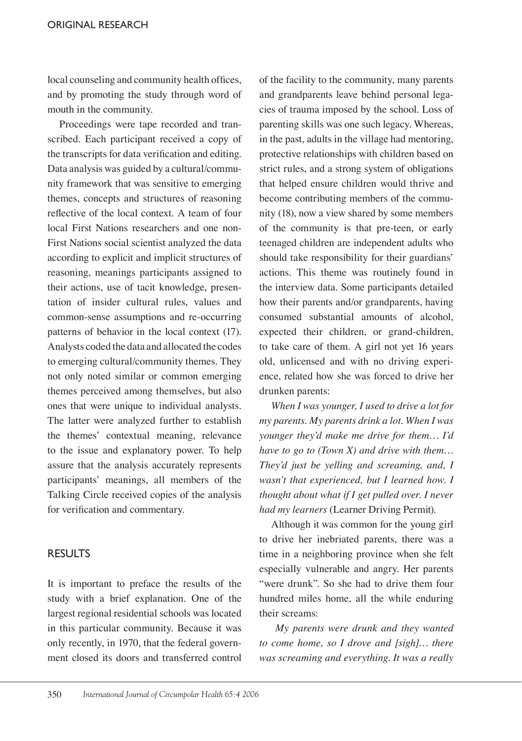local counseling and community health offices, and by promoting the study through word of mouth in the community.

Proceedings were tape recorded and transcribed. Each participant received a copy of the transcripts for data verification and editing. Data analysis was guided by a cultural/community framework that was sensitive to emerging themes, concepts and structures of reasoning reflective of the local context. A team of four local First Nations researchers and one non-First Nations social scientist analyzed the data according to explicit and implicit structures of reasoning, meanings participants assigned to their actions, use of tacit knowledge, presentation of insider cultural rules, values and common-sense assumptions and re-occurring patterns of behavior in the local context (17). Analysts coded the data and allocated the codes to emerging cultural/community themes. They not only noted similar or common emerging themes perceived among themselves, but also ones that were unique to individual analysts. The latter were analyzed further to establish the themes' contextual meaning, relevance to the issue and explanatory power. To help assure that the analysis accurately represents participants' meanings, all members of the Talking Circle received copies of the analysis for verification and commentary.

## RESULTS

It is important to preface the results of the study with a brief explanation. One of the largest regional residential schools was located in this particular community. Because it was only recently, in 1970, that the federal government closed its doors and transferred control of the facility to the community, many parents and grandparents leave behind personal legacies of trauma imposed by the school. Loss of parenting skills was one such legacy. Whereas, in the past, adults in the village had mentoring, protective relationships with children based on strict rules, and a strong system of obligations that helped ensure children would thrive and become contributing members of the community (18), now a view shared by some members of the community is that pre-teen, or early teenaged children are independent adults who should take responsibility for their guardians' actions. This theme was routinely found in the interview data. Some participants detailed how their parents and/or grandparents, having consumed substantial amounts of alcohol, expected their children, or grand-children, to take care of them. A girl not yet 16 years old, unlicensed and with no driving experience, related how she was forced to drive her drunken parents:

*When I was younger, I used to drive a lot for my parents. My parents drink a lot. When I was younger they'd make me drive for them… I'd have to go to (Town X) and drive with them… They'd just be yelling and screaming, and, I wasn't that experienced, but I learned how. I thought about what if I get pulled over. I never had my learners* (Learner Driving Permit).

Although it was common for the young girl to drive her inebriated parents, there was a time in a neighboring province when she felt especially vulnerable and angry. Her parents "were drunk". So she had to drive them four hundred miles home, all the while enduring their screams:

*My parents were drunk and they wanted to come home, so I drove and [sigh]… there was screaming and everything. It was a really*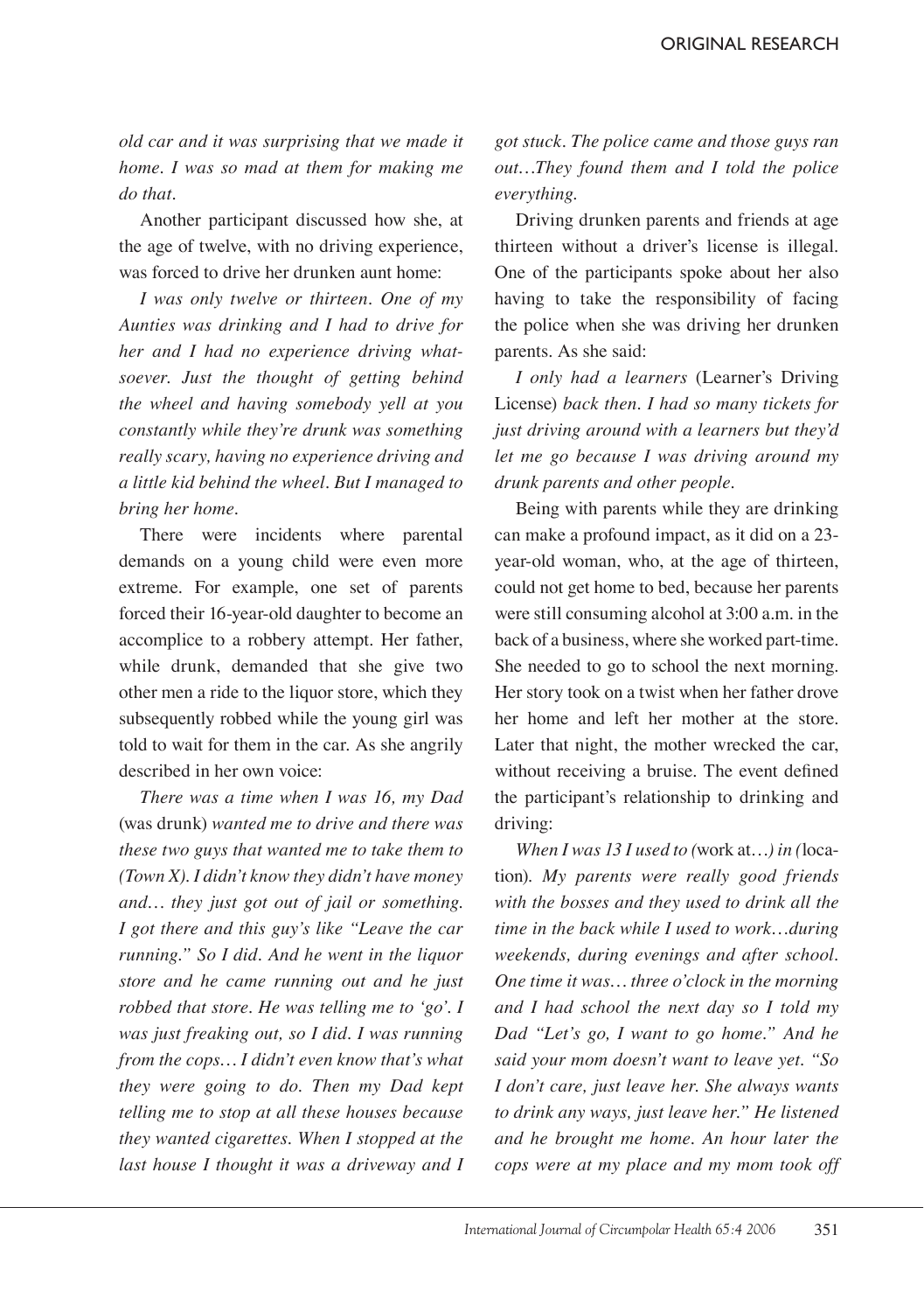*old car and it was surprising that we made it home. I was so mad at them for making me do that.*

Another participant discussed how she, at the age of twelve, with no driving experience, was forced to drive her drunken aunt home:

*I was only twelve or thirteen. One of my Aunties was drinking and I had to drive for her and I had no experience driving whatsoever. Just the thought of getting behind the wheel and having somebody yell at you constantly while they're drunk was something really scary, having no experience driving and a little kid behind the wheel. But I managed to bring her home.*

There were incidents where parental demands on a young child were even more extreme. For example, one set of parents forced their 16-year-old daughter to become an accomplice to a robbery attempt. Her father, while drunk, demanded that she give two other men a ride to the liquor store, which they subsequently robbed while the young girl was told to wait for them in the car. As she angrily described in her own voice:

*There was a time when I was 16, my Dad* (was drunk) *wanted me to drive and there was these two guys that wanted me to take them to (Town X). I didn't know they didn't have money and… they just got out of jail or something. I got there and this guy's like "Leave the car running." So I did. And he went in the liquor store and he came running out and he just robbed that store. He was telling me to 'go'. I was just freaking out, so I did. I was running from the cops… I didn't even know that's what they were going to do. Then my Dad kept telling me to stop at all these houses because they wanted cigarettes. When I stopped at the last house I thought it was a driveway and I got stuck. The police came and those guys ran out…They found them and I told the police everything.*

Driving drunken parents and friends at age thirteen without a driver's license is illegal. One of the participants spoke about her also having to take the responsibility of facing the police when she was driving her drunken parents. As she said:

*I only had a learners* (Learner's Driving License) *back then. I had so many tickets for just driving around with a learners but they'd let me go because I was driving around my drunk parents and other people.*

Being with parents while they are drinking can make a profound impact, as it did on a 23-year-old woman, who, at the age of thirteen, could not get home to bed, because her parents were still consuming alcohol at 3:00 a.m. in the back of a business, where she worked part-time. She needed to go to school the next morning. Her story took on a twist when her father drove her home and left her mother at the store. Later that night, the mother wrecked the car, without receiving a bruise. The event defined the participant's relationship to drinking and driving:

*When I was 13 I used to (*work at…*) in (*location). *My parents were really good friends with the bosses and they used to drink all the time in the back while I used to work…during weekends, during evenings and after school. One time it was… three o'clock in the morning and I had school the next day so I told my Dad "Let's go, I want to go home." And he said your mom doesn't want to leave yet. "So I don't care, just leave her. She always wants to drink any ways, just leave her." He listened and he brought me home. An hour later the cops were at my place and my mom took off*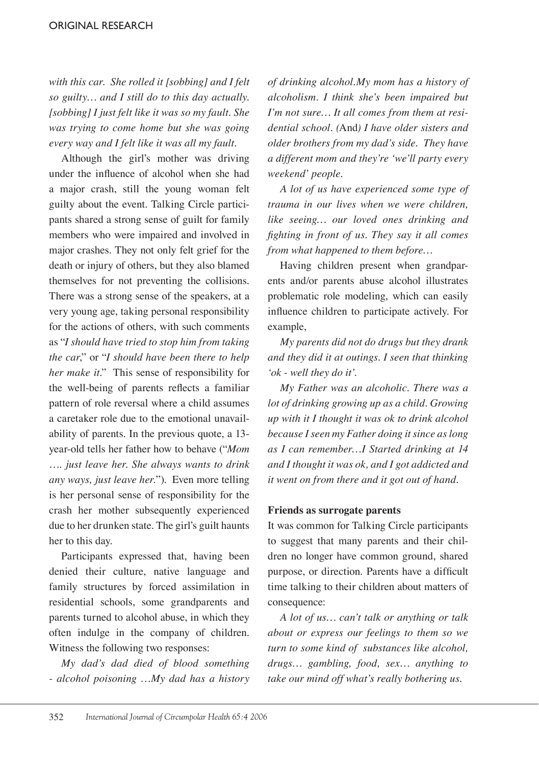*with this car. She rolled it [sobbing] and I felt so guilty… and I still do to this day actually. [sobbing] I just felt like it was so my fault. She was trying to come home but she was going every way and I felt like it was all my fault.*

Although the girl's mother was driving under the influence of alcohol when she had a major crash, still the young woman felt guilty about the event. Talking Circle participants shared a strong sense of guilt for family members who were impaired and involved in major crashes. They not only felt grief for the death or injury of others, but they also blamed themselves for not preventing the collisions. There was a strong sense of the speakers, at a very young age, taking personal responsibility for the actions of others, with such comments as "*I should have tried to stop him from taking the car*," or "*I should have been there to help her make it*." This sense of responsibility for the well-being of parents reflects a familiar pattern of role reversal where a child assumes a caretaker role due to the emotional unavailability of parents. In the previous quote, a 13-year-old tells her father how to behave ("*Mom …. just leave her. She always wants to drink any ways, just leave her.*"). Even more telling is her personal sense of responsibility for the crash her mother subsequently experienced due to her drunken state. The girl's guilt haunts her to this day.

Participants expressed that, having been denied their culture, native language and family structures by forced assimilation in residential schools, some grandparents and parents turned to alcohol abuse, in which they often indulge in the company of children. Witness the following two responses:

*My dad's dad died of blood something - alcohol poisoning …My dad has a history of drinking alcohol.My mom has a history of alcoholism. I think she's been impaired but I'm not sure… It all comes from them at residential school. (*And*) I have older sisters and older brothers from my dad's side. They have a different mom and they're 'we'll party every weekend' people.*

*A lot of us have experienced some type of trauma in our lives when we were children, like seeing… our loved ones drinking and fighting in front of us. They say it all comes from what happened to them before…*

Having children present when grandparents and/or parents abuse alcohol illustrates problematic role modeling, which can easily influence children to participate actively. For example,

*My parents did not do drugs but they drank and they did it at outings. I seen that thinking 'ok - well they do it'.*

*My Father was an alcoholic. There was a lot of drinking growing up as a child. Growing up with it I thought it was ok to drink alcohol because I seen my Father doing it since as long as I can remember…I Started drinking at 14 and I thought it was ok, and I got addicted and it went on from there and it got out of hand.*

**Friends as surrogate parents**

It was common for Talking Circle participants to suggest that many parents and their children no longer have common ground, shared purpose, or direction. Parents have a difficult time talking to their children about matters of consequence:

*A lot of us… can't talk or anything or talk about or express our feelings to them so we turn to some kind of substances like alcohol, drugs… gambling, food, sex… anything to take our mind off what's really bothering us.*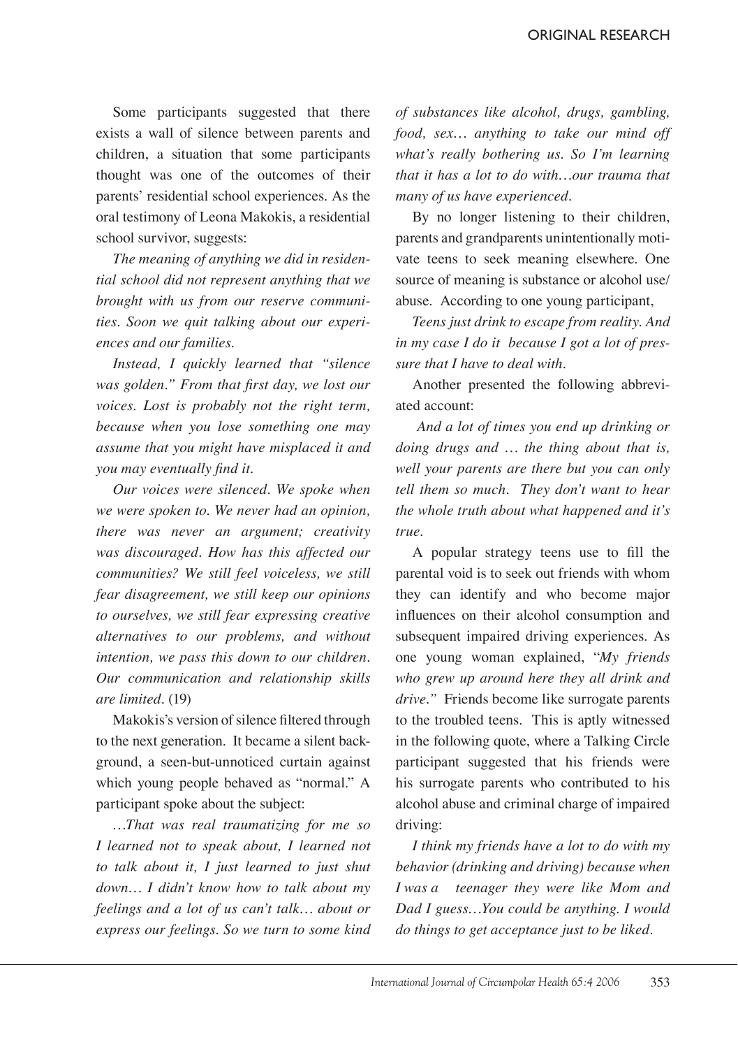Some participants suggested that there exists a wall of silence between parents and children, a situation that some participants thought was one of the outcomes of their parents' residential school experiences. As the oral testimony of Leona Makokis, a residential school survivor, suggests:

*The meaning of anything we did in residential school did not represent anything that we brought with us from our reserve communities. Soon we quit talking about our experiences and our families.*

*Instead, I quickly learned that "silence was golden." From that first day, we lost our voices. Lost is probably not the right term, because when you lose something one may assume that you might have misplaced it and you may eventually find it.*

*Our voices were silenced. We spoke when we were spoken to. We never had an opinion, there was never an argument; creativity was discouraged. How has this affected our communities? We still feel voiceless, we still fear disagreement, we still keep our opinions to ourselves, we still fear expressing creative alternatives to our problems, and without intention, we pass this down to our children. Our communication and relationship skills are limited.* (19)

Makokis's version of silence filtered through to the next generation. It became a silent background, a seen-but-unnoticed curtain against which young people behaved as "normal." A participant spoke about the subject:

*…That was real traumatizing for me so I learned not to speak about, I learned not to talk about it, I just learned to just shut down… I didn't know how to talk about my feelings and a lot of us can't talk… about or express our feelings. So we turn to some kind of substances like alcohol, drugs, gambling, food, sex… anything to take our mind off what's really bothering us. So I'm learning that it has a lot to do with…our trauma that many of us have experienced.*

By no longer listening to their children, parents and grandparents unintentionally motivate teens to seek meaning elsewhere. One source of meaning is substance or alcohol use/abuse. According to one young participant,

*Teens just drink to escape from reality. And in my case I do it because I got a lot of pressure that I have to deal with.*

Another presented the following abbreviated account:

*And a lot of times you end up drinking or doing drugs and … the thing about that is, well your parents are there but you can only tell them so much. They don't want to hear the whole truth about what happened and it's true.*

A popular strategy teens use to fill the parental void is to seek out friends with whom they can identify and who become major influences on their alcohol consumption and subsequent impaired driving experiences. As one young woman explained, "*My friends who grew up around here they all drink and drive.*" Friends become like surrogate parents to the troubled teens. This is aptly witnessed in the following quote, where a Talking Circle participant suggested that his friends were his surrogate parents who contributed to his alcohol abuse and criminal charge of impaired driving:

*I think my friends have a lot to do with my behavior (drinking and driving) because when I was a teenager they were like Mom and Dad I guess…You could be anything. I would do things to get acceptance just to be liked.*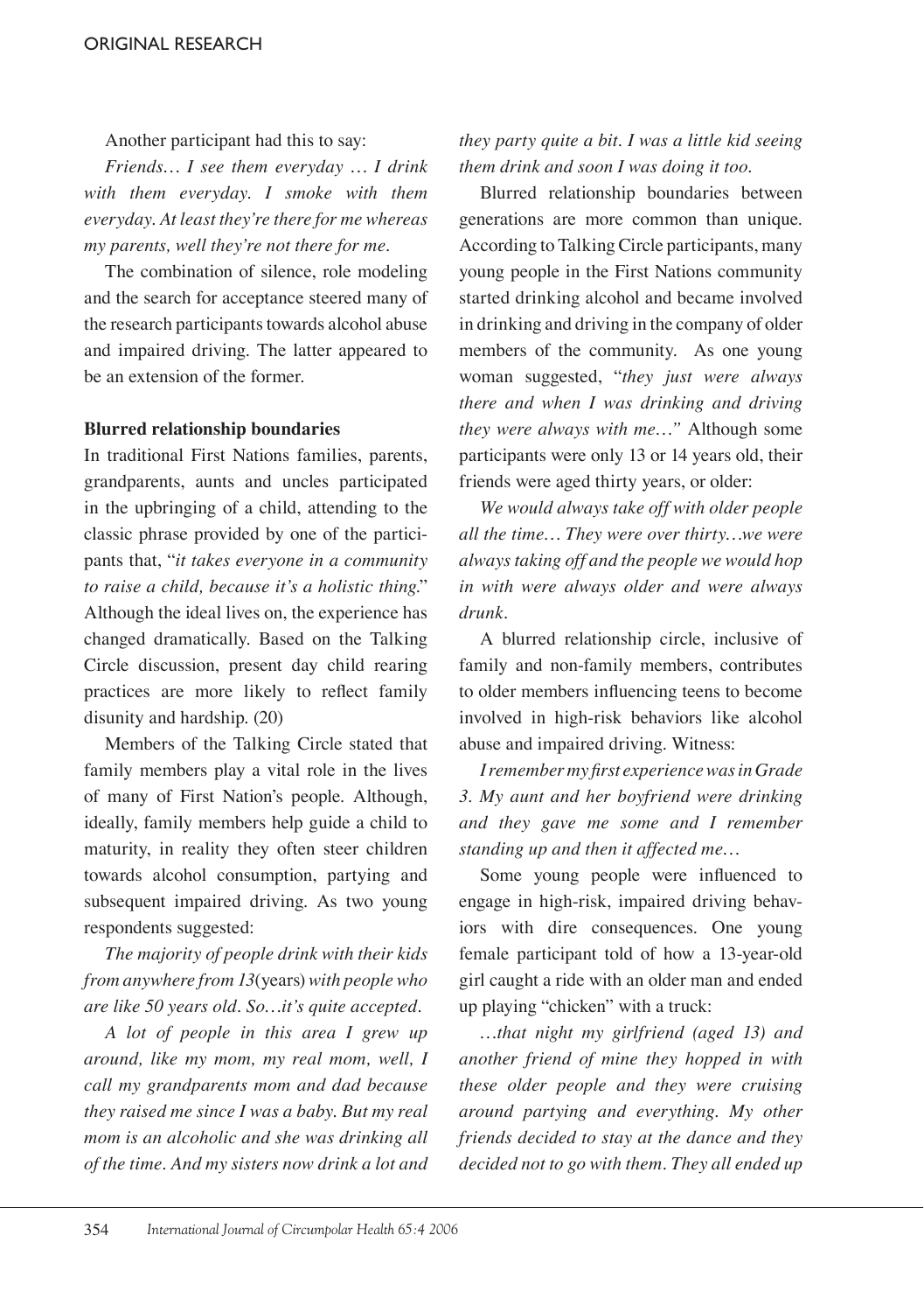Another participant had this to say:

*Friends… I see them everyday … I drink with them everyday. I smoke with them everyday. At least they're there for me whereas my parents, well they're not there for me.*

The combination of silence, role modeling and the search for acceptance steered many of the research participants towards alcohol abuse and impaired driving. The latter appeared to be an extension of the former.

**Blurred relationship boundaries**

In traditional First Nations families, parents, grandparents, aunts and uncles participated in the upbringing of a child, attending to the classic phrase provided by one of the participants that, "*it takes everyone in a community to raise a child, because it's a holistic thing.*" Although the ideal lives on, the experience has changed dramatically. Based on the Talking Circle discussion, present day child rearing practices are more likely to reflect family disunity and hardship. (20)

Members of the Talking Circle stated that family members play a vital role in the lives of many of First Nation's people. Although, ideally, family members help guide a child to maturity, in reality they often steer children towards alcohol consumption, partying and subsequent impaired driving. As two young respondents suggested:

*The majority of people drink with their kids from anywhere from 13*(years) *with people who are like 50 years old. So…it's quite accepted.*

*A lot of people in this area I grew up around, like my mom, my real mom, well, I call my grandparents mom and dad because they raised me since I was a baby. But my real mom is an alcoholic and she was drinking all of the time. And my sisters now drink a lot and they party quite a bit. I was a little kid seeing them drink and soon I was doing it too.*

Blurred relationship boundaries between generations are more common than unique. According to Talking Circle participants, many young people in the First Nations community started drinking alcohol and became involved in drinking and driving in the company of older members of the community. As one young woman suggested, "*they just were always there and when I was drinking and driving they were always with me…*" Although some participants were only 13 or 14 years old, their friends were aged thirty years, or older:

*We would always take off with older people all the time… They were over thirty…we were always taking off and the people we would hop in with were always older and were always drunk.*

A blurred relationship circle, inclusive of family and non-family members, contributes to older members influencing teens to become involved in high-risk behaviors like alcohol abuse and impaired driving. Witness:

*I remember my first experience was in Grade 3. My aunt and her boyfriend were drinking and they gave me some and I remember standing up and then it affected me…*

Some young people were influenced to engage in high-risk, impaired driving behaviors with dire consequences. One young female participant told of how a 13-year-old girl caught a ride with an older man and ended up playing "chicken" with a truck:

*…that night my girlfriend (aged 13) and another friend of mine they hopped in with these older people and they were cruising around partying and everything. My other friends decided to stay at the dance and they decided not to go with them. They all ended up*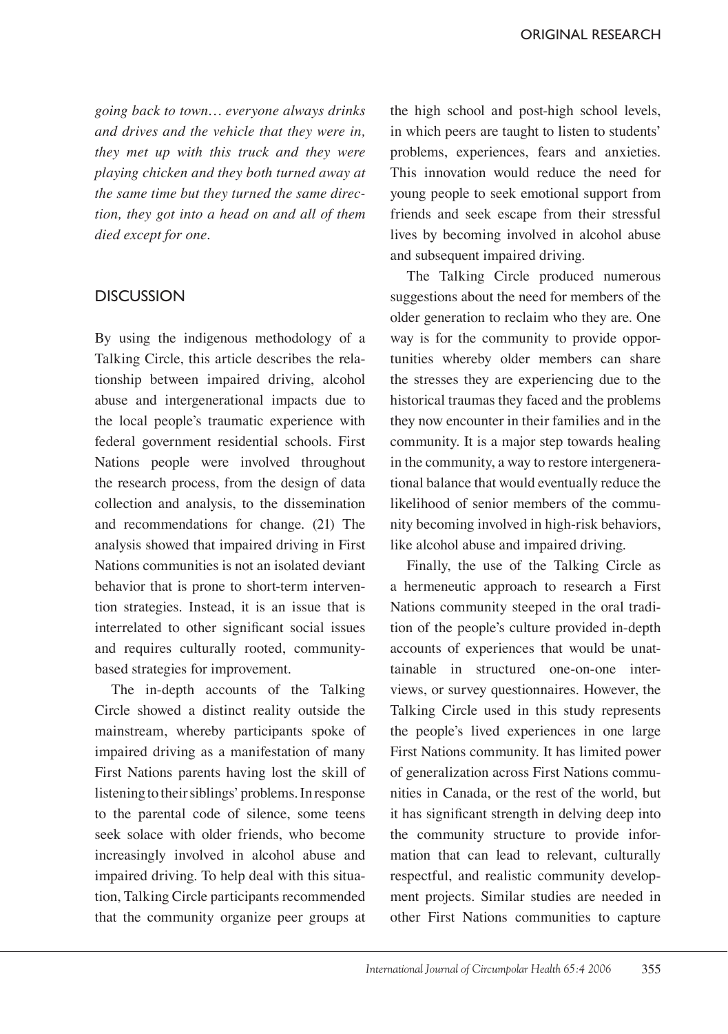*going back to town… everyone always drinks and drives and the vehicle that they were in, they met up with this truck and they were playing chicken and they both turned away at the same time but they turned the same direction, they got into a head on and all of them died except for one.*

## DISCUSSION

By using the indigenous methodology of a Talking Circle, this article describes the relationship between impaired driving, alcohol abuse and intergenerational impacts due to the local people's traumatic experience with federal government residential schools. First Nations people were involved throughout the research process, from the design of data collection and analysis, to the dissemination and recommendations for change. (21) The analysis showed that impaired driving in First Nations communities is not an isolated deviant behavior that is prone to short-term intervention strategies. Instead, it is an issue that is interrelated to other significant social issues and requires culturally rooted, community-based strategies for improvement.

The in-depth accounts of the Talking Circle showed a distinct reality outside the mainstream, whereby participants spoke of impaired driving as a manifestation of many First Nations parents having lost the skill of listening to their siblings' problems. In response to the parental code of silence, some teens seek solace with older friends, who become increasingly involved in alcohol abuse and impaired driving. To help deal with this situation, Talking Circle participants recommended that the community organize peer groups at the high school and post-high school levels, in which peers are taught to listen to students' problems, experiences, fears and anxieties. This innovation would reduce the need for young people to seek emotional support from friends and seek escape from their stressful lives by becoming involved in alcohol abuse and subsequent impaired driving.

The Talking Circle produced numerous suggestions about the need for members of the older generation to reclaim who they are. One way is for the community to provide opportunities whereby older members can share the stresses they are experiencing due to the historical traumas they faced and the problems they now encounter in their families and in the community. It is a major step towards healing in the community, a way to restore intergenerational balance that would eventually reduce the likelihood of senior members of the community becoming involved in high-risk behaviors, like alcohol abuse and impaired driving.

Finally, the use of the Talking Circle as a hermeneutic approach to research a First Nations community steeped in the oral tradition of the people's culture provided in-depth accounts of experiences that would be unattainable in structured one-on-one interviews, or survey questionnaires. However, the Talking Circle used in this study represents the people's lived experiences in one large First Nations community. It has limited power of generalization across First Nations communities in Canada, or the rest of the world, but it has significant strength in delving deep into the community structure to provide information that can lead to relevant, culturally respectful, and realistic community development projects. Similar studies are needed in other First Nations communities to capture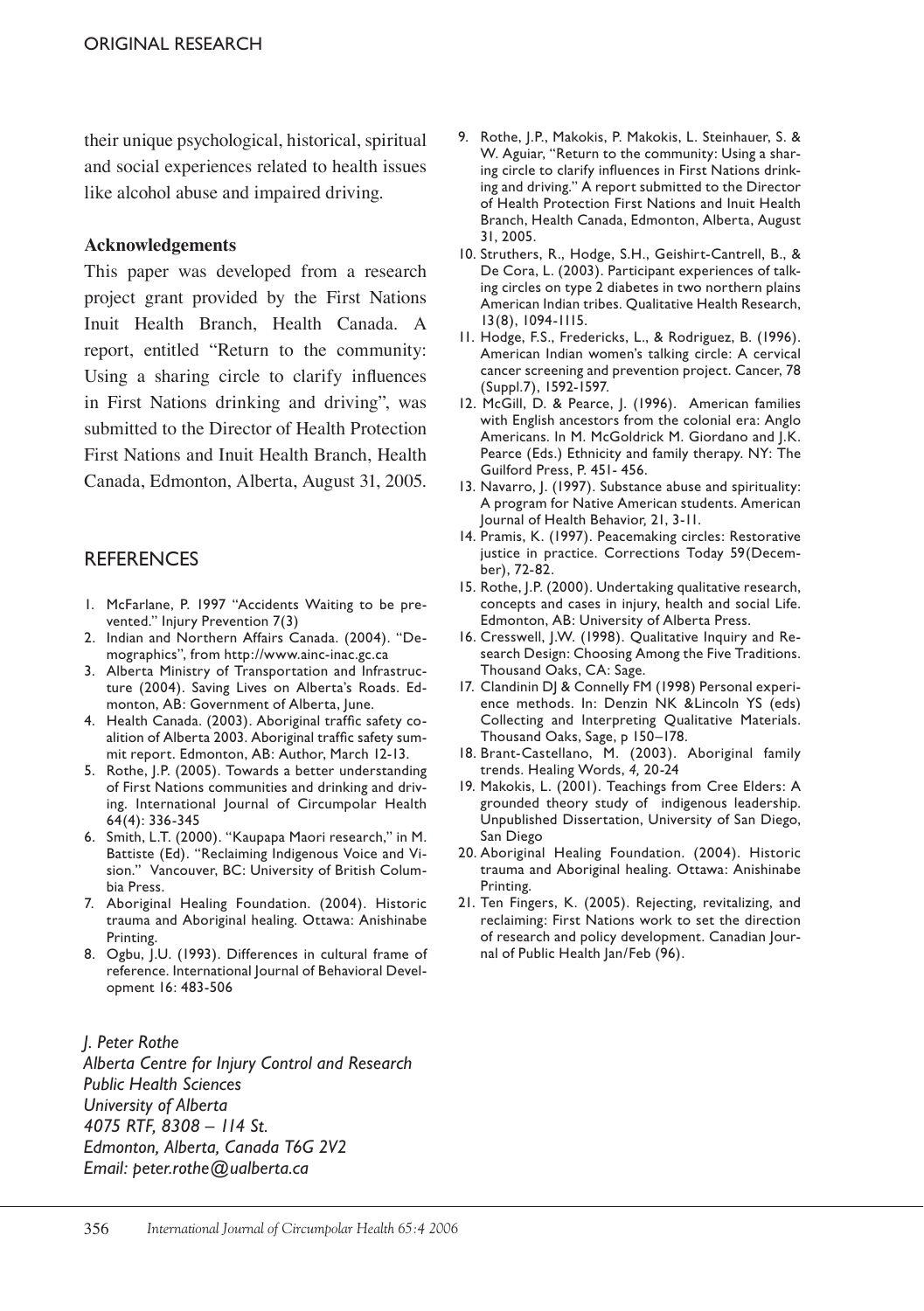their unique psychological, historical, spiritual and social experiences related to health issues like alcohol abuse and impaired driving.

### Acknowledgements

This paper was developed from a research project grant provided by the First Nations Inuit Health Branch, Health Canada. A report, entitled "Return to the community: Using a sharing circle to clarify influences in First Nations drinking and driving", was submitted to the Director of Health Protection First Nations and Inuit Health Branch, Health Canada, Edmonton, Alberta, August 31, 2005.

## REFERENCES

1. McFarlane, P. 1997 "Accidents Waiting to be prevented." Injury Prevention 7(3)
2. Indian and Northern Affairs Canada. (2004). "Demographics", from http://www.ainc-inac.gc.ca
3. Alberta Ministry of Transportation and Infrastructure (2004). Saving Lives on Alberta's Roads. Edmonton, AB: Government of Alberta, June.
4. Health Canada. (2003). Aboriginal traffic safety coalition of Alberta 2003. Aboriginal traffic safety summit report. Edmonton, AB: Author, March 12-13.
5. Rothe, J.P. (2005). Towards a better understanding of First Nations communities and drinking and driving. International Journal of Circumpolar Health 64(4): 336-345
6. Smith, L.T. (2000). "Kaupapa Maori research," in M. Battiste (Ed). "Reclaiming Indigenous Voice and Vision." Vancouver, BC: University of British Columbia Press.
7. Aboriginal Healing Foundation. (2004). Historic trauma and Aboriginal healing. Ottawa: Anishinabe Printing.
8. Ogbu, J.U. (1993). Differences in cultural frame of reference. International Journal of Behavioral Development 16: 483-506
9. Rothe, J.P., Makokis, P. Makokis, L. Steinhauer, S. & W. Aguiar, "Return to the community: Using a sharing circle to clarify influences in First Nations drinking and driving." A report submitted to the Director of Health Protection First Nations and Inuit Health Branch, Health Canada, Edmonton, Alberta, August 31, 2005.
10. Struthers, R., Hodge, S.H., Geishirt-Cantrell, B., & De Cora, L. (2003). Participant experiences of talking circles on type 2 diabetes in two northern plains American Indian tribes. Qualitative Health Research, 13(8), 1094-1115.
11. Hodge, F.S., Fredericks, L., & Rodriguez, B. (1996). American Indian women's talking circle: A cervical cancer screening and prevention project. Cancer, 78 (Suppl.7), 1592-1597.
12. McGill, D. & Pearce, J. (1996). American families with English ancestors from the colonial era: Anglo Americans. In M. McGoldrick M. Giordano and J.K. Pearce (Eds.) Ethnicity and family therapy. NY: The Guilford Press, P. 451- 456.
13. Navarro, J. (1997). Substance abuse and spirituality: A program for Native American students. American Journal of Health Behavior, 21, 3-11.
14. Pramis, K. (1997). Peacemaking circles: Restorative justice in practice. Corrections Today 59(December), 72-82.
15. Rothe, J.P. (2000). Undertaking qualitative research, concepts and cases in injury, health and social Life. Edmonton, AB: University of Alberta Press.
16. Cresswell, J.W. (1998). Qualitative Inquiry and Research Design: Choosing Among the Five Traditions. Thousand Oaks, CA: Sage.
17. Clandinin DJ & Connelly FM (1998) Personal experience methods. In: Denzin NK &Lincoln YS (eds) Collecting and Interpreting Qualitative Materials. Thousand Oaks, Sage, p 150–178.
18. Brant-Castellano, M. (2003). Aboriginal family trends. Healing Words, *4,* 20-24
19. Makokis, L. (2001). Teachings from Cree Elders: A grounded theory study of indigenous leadership. Unpublished Dissertation, University of San Diego, San Diego
20. Aboriginal Healing Foundation. (2004). Historic trauma and Aboriginal healing. Ottawa: Anishinabe Printing.
21. Ten Fingers, K. (2005). Rejecting, revitalizing, and reclaiming: First Nations work to set the direction of research and policy development. Canadian Journal of Public Health Jan/Feb (96).

*J. Peter Rothe*
*Alberta Centre for Injury Control and Research*
*Public Health Sciences*
*University of Alberta*
*4075 RTF, 8308 – 114 St.*
*Edmonton, Alberta, Canada T6G 2V2*
*Email: peter.rothe@ualberta.ca*